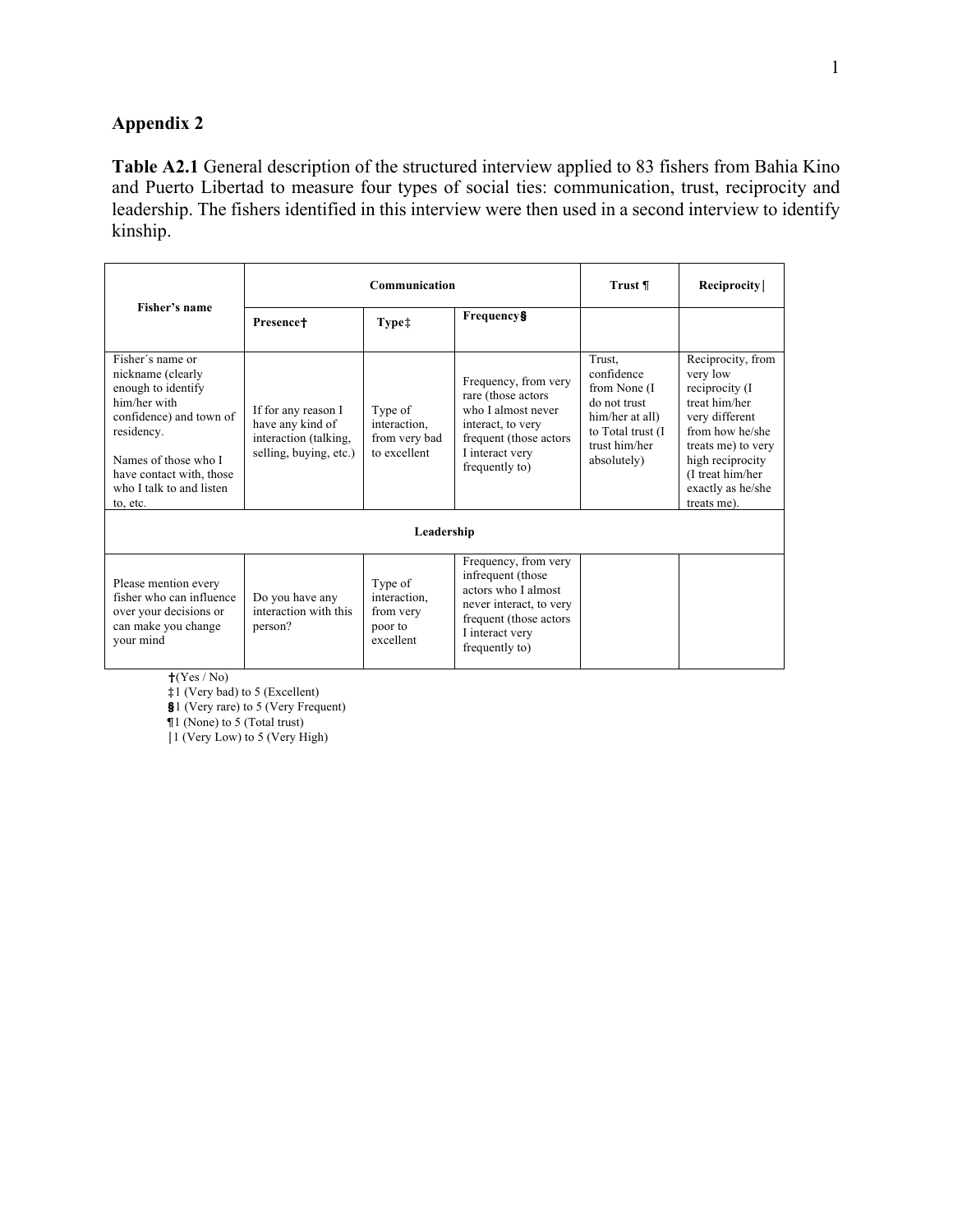## Appendix 2

**Table A2.1** General description of the structured interview applied to 83 fishers from Bahia Kino and Puerto Libertad to measure four types of social ties: communication, trust, reciprocity and leadership. The fishers identified in this interview were then used in a second interview to identify kinship.

| Fisher's name | Communication | | | Trust ¶ | Reciprocity❘ |
|---|---|---|---|---|---|
| | **Presence†** | **Type‡** | **Frequency§** | | |
| Fisher´s name or nickname (clearly enough to identify him/her with confidence) and town of residency.<br><br>Names of those who I have contact with, those who I talk to and listen to, etc. | If for any reason I have any kind of interaction (talking, selling, buying, etc.) | Type of interaction, from very bad to excellent | Frequency, from very rare (those actors who I almost never interact, to very frequent (those actors I interact very frequently to) | Trust, confidence from None (I do not trust him/her at all) to Total trust (I trust him/her absolutely) | Reciprocity, from very low reciprocity (I treat him/her very different from how he/she treats me) to very high reciprocity (I treat him/her exactly as he/she treats me). |
| **Leadership** | | | | | |
| Please mention every fisher who can influence over your decisions or can make you change your mind | Do you have any interaction with this person? | Type of interaction, from very poor to excellent | Frequency, from very infrequent (those actors who I almost never interact, to very frequent (those actors I interact very frequently to) | | |

†(Yes / No)
‡1 (Very bad) to 5 (Excellent)
§1 (Very rare) to 5 (Very Frequent)
¶1 (None) to 5 (Total trust)
❘1 (Very Low) to 5 (Very High)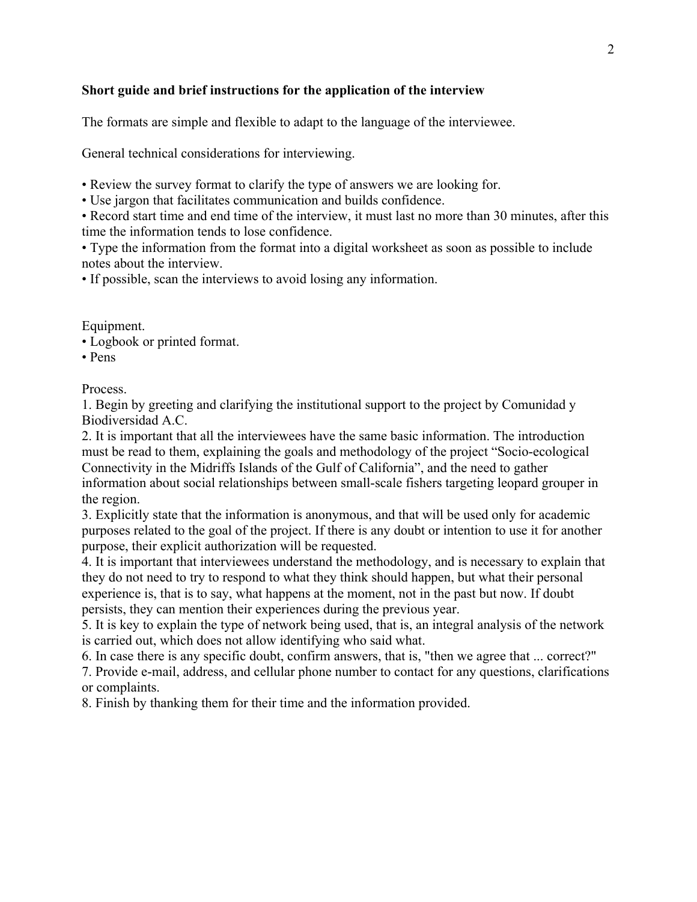**Short guide and brief instructions for the application of the interview**

The formats are simple and flexible to adapt to the language of the interviewee.

General technical considerations for interviewing.

- Review the survey format to clarify the type of answers we are looking for.
- Use jargon that facilitates communication and builds confidence.
- Record start time and end time of the interview, it must last no more than 30 minutes, after this time the information tends to lose confidence.
- Type the information from the format into a digital worksheet as soon as possible to include notes about the interview.
- If possible, scan the interviews to avoid losing any information.

Equipment.

- Logbook or printed format.
- Pens

Process.

1. Begin by greeting and clarifying the institutional support to the project by Comunidad y Biodiversidad A.C.
2. It is important that all the interviewees have the same basic information. The introduction must be read to them, explaining the goals and methodology of the project "Socio-ecological Connectivity in the Midriffs Islands of the Gulf of California", and the need to gather information about social relationships between small-scale fishers targeting leopard grouper in the region.
3. Explicitly state that the information is anonymous, and that will be used only for academic purposes related to the goal of the project. If there is any doubt or intention to use it for another purpose, their explicit authorization will be requested.
4. It is important that interviewees understand the methodology, and is necessary to explain that they do not need to try to respond to what they think should happen, but what their personal experience is, that is to say, what happens at the moment, not in the past but now. If doubt persists, they can mention their experiences during the previous year.
5. It is key to explain the type of network being used, that is, an integral analysis of the network is carried out, which does not allow identifying who said what.
6. In case there is any specific doubt, confirm answers, that is, "then we agree that ... correct?"
7. Provide e-mail, address, and cellular phone number to contact for any questions, clarifications or complaints.
8. Finish by thanking them for their time and the information provided.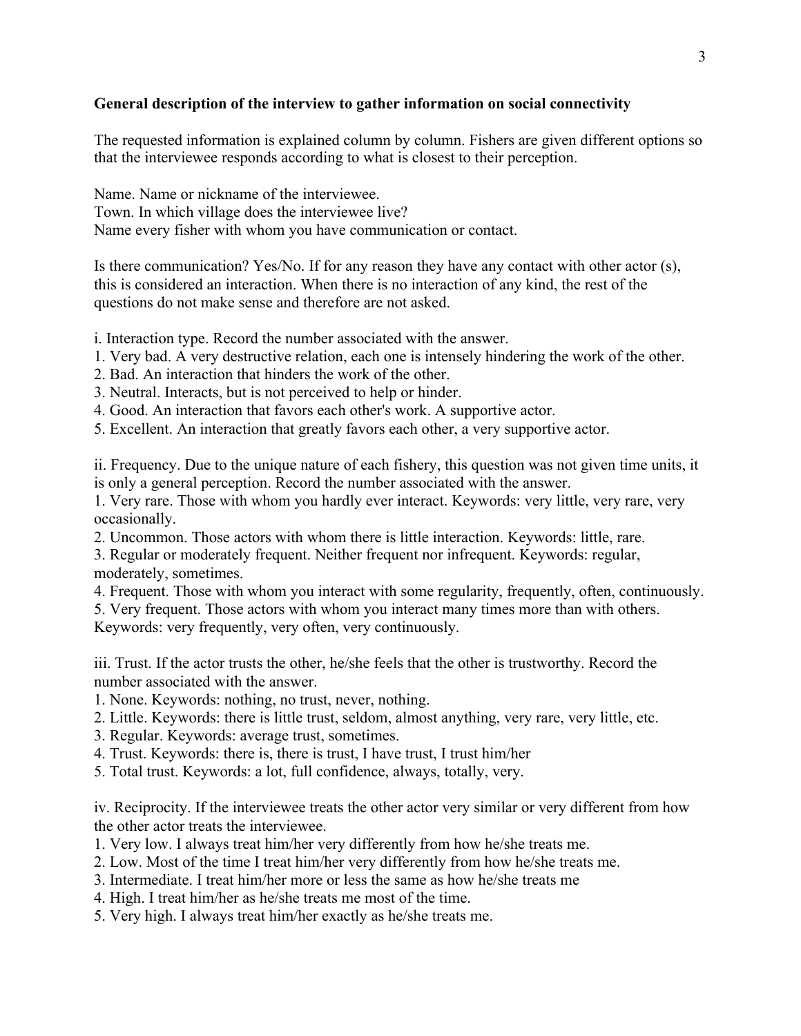**General description of the interview to gather information on social connectivity**

The requested information is explained column by column. Fishers are given different options so that the interviewee responds according to what is closest to their perception.

Name. Name or nickname of the interviewee.
Town. In which village does the interviewee live?
Name every fisher with whom you have communication or contact.

Is there communication? Yes/No. If for any reason they have any contact with other actor (s), this is considered an interaction. When there is no interaction of any kind, the rest of the questions do not make sense and therefore are not asked.

i. Interaction type. Record the number associated with the answer.
1. Very bad. A very destructive relation, each one is intensely hindering the work of the other.
2. Bad. An interaction that hinders the work of the other.
3. Neutral. Interacts, but is not perceived to help or hinder.
4. Good. An interaction that favors each other's work. A supportive actor.
5. Excellent. An interaction that greatly favors each other, a very supportive actor.

ii. Frequency. Due to the unique nature of each fishery, this question was not given time units, it is only a general perception. Record the number associated with the answer.
1. Very rare. Those with whom you hardly ever interact. Keywords: very little, very rare, very occasionally.
2. Uncommon. Those actors with whom there is little interaction. Keywords: little, rare.
3. Regular or moderately frequent. Neither frequent nor infrequent. Keywords: regular, moderately, sometimes.
4. Frequent. Those with whom you interact with some regularity, frequently, often, continuously.
5. Very frequent. Those actors with whom you interact many times more than with others. Keywords: very frequently, very often, very continuously.

iii. Trust. If the actor trusts the other, he/she feels that the other is trustworthy. Record the number associated with the answer.
1. None. Keywords: nothing, no trust, never, nothing.
2. Little. Keywords: there is little trust, seldom, almost anything, very rare, very little, etc.
3. Regular. Keywords: average trust, sometimes.
4. Trust. Keywords: there is, there is trust, I have trust, I trust him/her
5. Total trust. Keywords: a lot, full confidence, always, totally, very.

iv. Reciprocity. If the interviewee treats the other actor very similar or very different from how the other actor treats the interviewee.
1. Very low. I always treat him/her very differently from how he/she treats me.
2. Low. Most of the time I treat him/her very differently from how he/she treats me.
3. Intermediate. I treat him/her more or less the same as how he/she treats me
4. High. I treat him/her as he/she treats me most of the time.
5. Very high. I always treat him/her exactly as he/she treats me.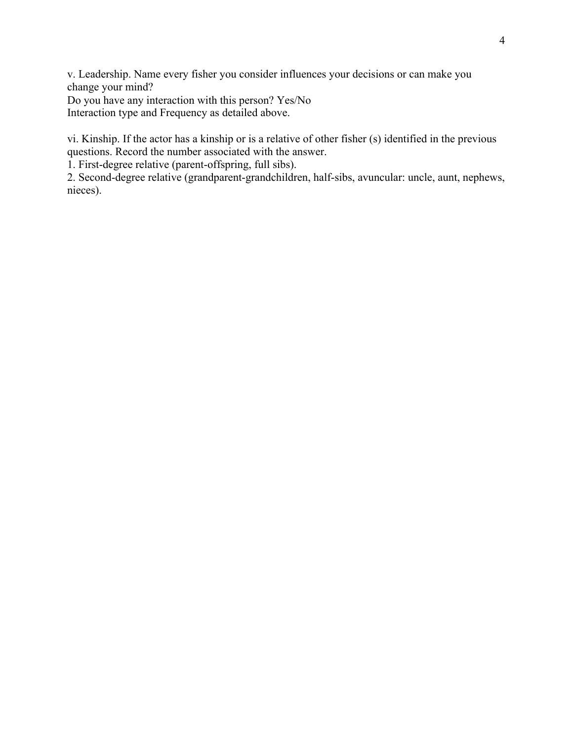v. Leadership. Name every fisher you consider influences your decisions or can make you change your mind?
Do you have any interaction with this person? Yes/No
Interaction type and Frequency as detailed above.

vi. Kinship. If the actor has a kinship or is a relative of other fisher (s) identified in the previous questions. Record the number associated with the answer.

1. First-degree relative (parent-offspring, full sibs).
2. Second-degree relative (grandparent-grandchildren, half-sibs, avuncular: uncle, aunt, nephews, nieces).